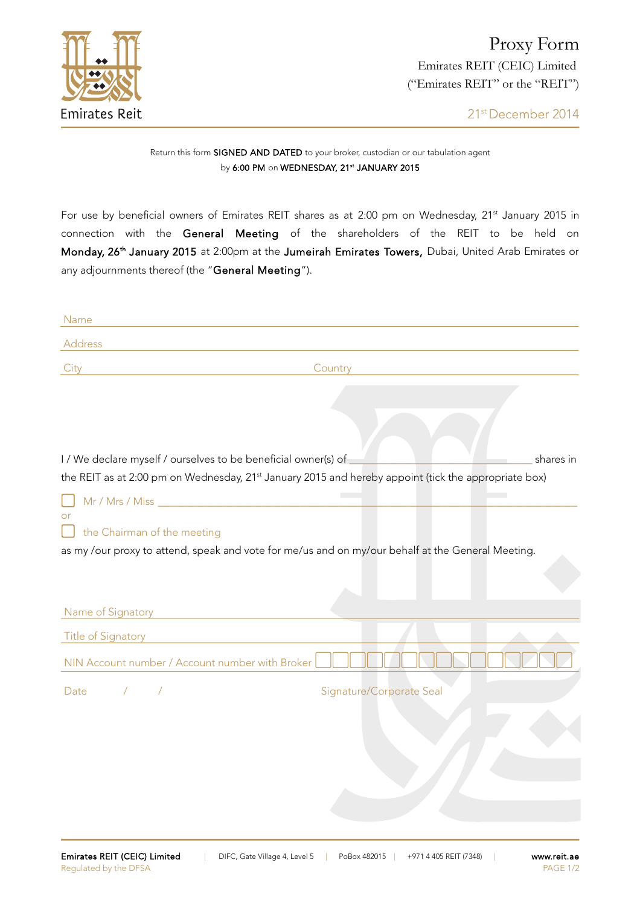Emirates Reit

# Proxy Form

Emirates REIT (CEIC) Limited
("Emirates REIT" or the "REIT")

21st December 2014

Return this form **SIGNED AND DATED** to your broker, custodian or our tabulation agent
by **6:00 PM** on **WEDNESDAY, 21st JANUARY 2015**

For use by beneficial owners of Emirates REIT shares as at 2:00 pm on Wednesday, 21st January 2015 in connection with the **General Meeting** of the shareholders of the REIT to be held on **Monday, 26th January 2015** at 2:00pm at the **Jumeirah Emirates Towers,** Dubai, United Arab Emirates or any adjournments thereof (the "**General Meeting**").

Name ______________________________________________

Address ______________________________________________

City ______________________ Country ______________________

I / We declare myself / ourselves to be beneficial owner(s) of ______________________ shares in the REIT as at 2:00 pm on Wednesday, 21st January 2015 and hereby appoint (tick the appropriate box)

☐ Mr / Mrs / Miss ______________________________________________

or

☐ the Chairman of the meeting

as my /our proxy to attend, speak and vote for me/us and on my/our behalf at the General Meeting.

Name of Signatory ______________________________________________

Title of Signatory ______________________________________________

NIN Account number / Account number with Broker ☐☐☐☐☐☐☐☐☐☐☐☐☐☐☐

Date ____ / ____ / ____ Signature/Corporate Seal ______________________

**Emirates REIT (CEIC) Limited** | DIFC, Gate Village 4, Level 5 | PoBox 482015 | +971 4 405 REIT (7348) | **www.reit.ae**
Regulated by the DFSA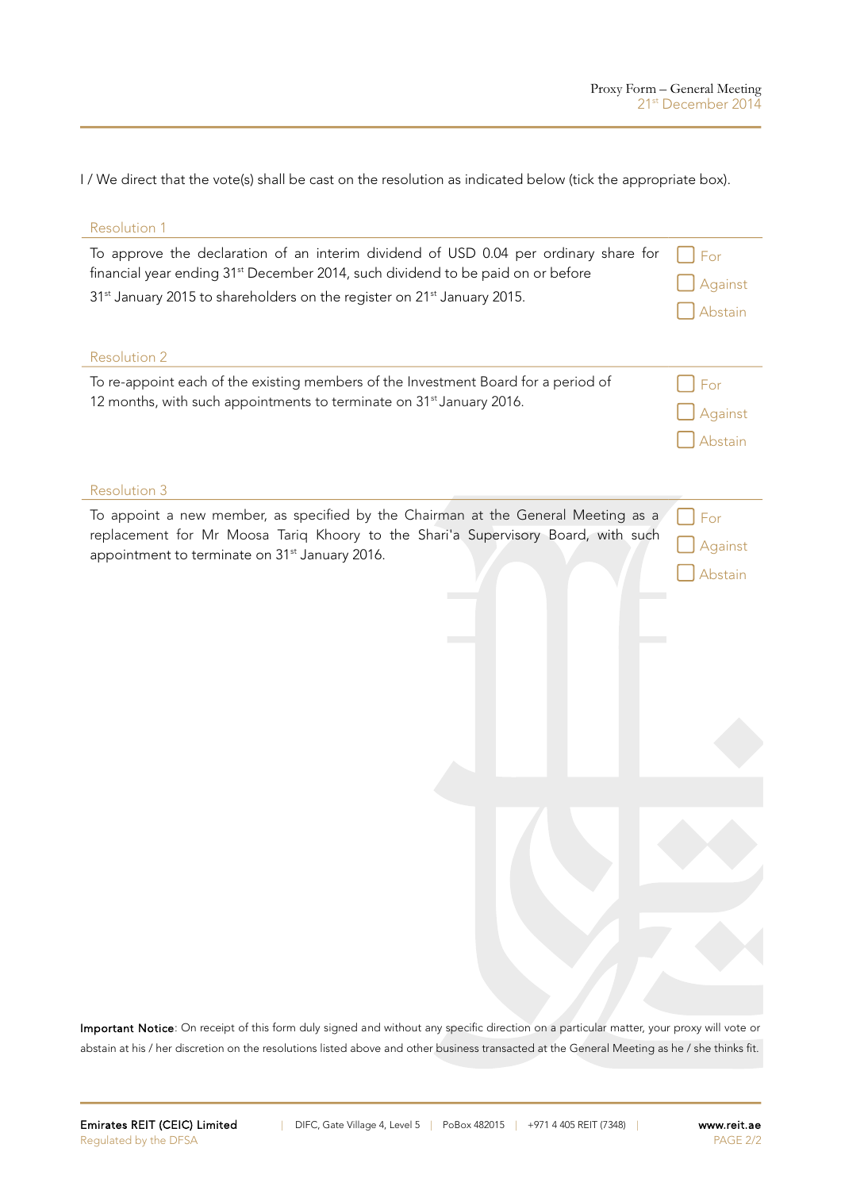I / We direct that the vote(s) shall be cast on the resolution as indicated below (tick the appropriate box).

### Resolution 1

To approve the declaration of an interim dividend of USD 0.04 per ordinary share for financial year ending 31st December 2014, such dividend to be paid on or before 31st January 2015 to shareholders on the register on 21st January 2015.

☐ For
☐ Against
☐ Abstain

### Resolution 2

To re-appoint each of the existing members of the Investment Board for a period of 12 months, with such appointments to terminate on 31st January 2016.

☐ For
☐ Against
☐ Abstain

### Resolution 3

To appoint a new member, as specified by the Chairman at the General Meeting as a replacement for Mr Moosa Tariq Khoory to the Shari'a Supervisory Board, with such appointment to terminate on 31st January 2016.

☐ For
☐ Against
☐ Abstain

**Important Notice**: On receipt of this form duly signed and without any specific direction on a particular matter, your proxy will vote or abstain at his / her discretion on the resolutions listed above and other business transacted at the General Meeting as he / she thinks fit.

**Emirates REIT (CEIC) Limited** | DIFC, Gate Village 4, Level 5 | PoBox 482015 | +971 4 405 REIT (7348) | **www.reit.ae**

Regulated by the DFSA